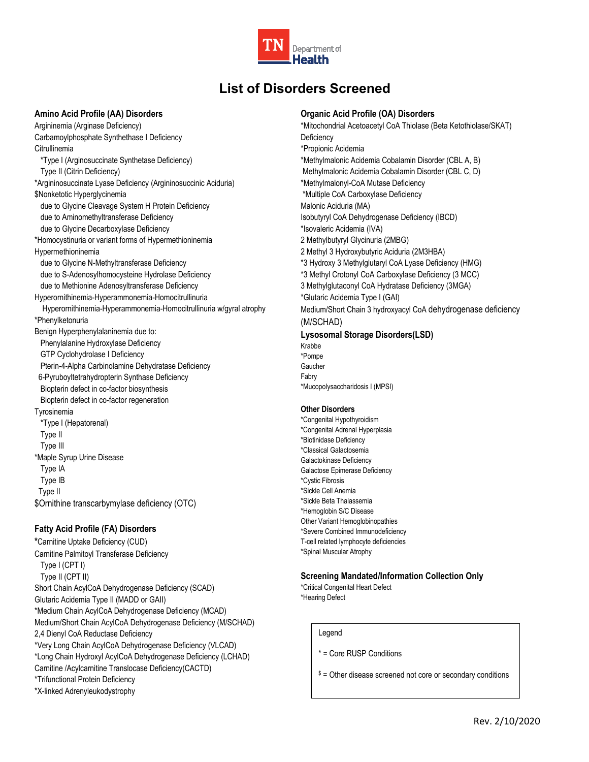# List of Disorders Screened

## Amino Acid Profile (AA) Disorders

Argininemia (Arginase Deficiency)
Carbamoylphosphate Synthethase I Deficiency
Citrullinemia
- *Type I (Arginosuccinate Synthetase Deficiency)
- Type II (Citrin Deficiency)

*Argininosuccinate Lyase Deficiency (Argininosuccinic Aciduria)
$Nonketotic Hyperglycinemia
- due to Glycine Cleavage System H Protein Deficiency
- due to Aminomethyltransferase Deficiency
- due to Glycine Decarboxylase Deficiency

*Homocystinuria or variant forms of Hypermethioninemia
Hypermethioninemia
- due to Glycine N-Methyltransferase Deficiency
- due to S-Adenosylhomocysteine Hydrolase Deficiency
- due to Methionine Adenosyltransferase Deficiency

Hyperornithinemia-Hyperammonemia-Homocitrullinuria
- Hyperornithinemia-Hyperammonemia-Homocitrullinuria w/gyral atrophy

*Phenylketonuria
Benign Hyperphenylalaninemia due to:
- Phenylalanine Hydroxylase Deficiency
- GTP Cyclohydrolase I Deficiency
- Pterin-4-Alpha Carbinolamine Dehydratase Deficiency
- 6-Pyruboyltetrahydropterin Synthase Deficiency
- Biopterin defect in co-factor biosynthesis
- Biopterin defect in co-factor regeneration

Tyrosinemia
- *Type I (Hepatorenal)
- Type II
- Type III

*Maple Syrup Urine Disease
- Type IA
- Type IB
- Type II

$Ornithine transcarbymylase deficiency (OTC)

## Fatty Acid Profile (FA) Disorders

*Carnitine Uptake Deficiency (CUD)
Carnitine Palmitoyl Transferase Deficiency
- Type I (CPT I)
- Type II (CPT II)

Short Chain AcylCoA Dehydrogenase Deficiency (SCAD)
Glutaric Acidemia Type II (MADD or GAII)
*Medium Chain AcylCoA Dehydrogenase Deficiency (MCAD)
Medium/Short Chain AcylCoA Dehydrogenase Deficiency (M/SCHAD)
2,4 Dienyl CoA Reductase Deficiency
*Very Long Chain AcylCoA Dehydrogenase Deficiency (VLCAD)
*Long Chain Hydroxyl AcylCoA Dehydrogenase Deficiency (LCHAD)
Carnitine /Acylcarnitine Translocase Deficiency(CACTD)
*Trifunctional Protein Deficiency
*X-linked Adrenyleukodystrophy

## Organic Acid Profile (OA) Disorders

*Mitochondrial Acetoacetyl CoA Thiolase (Beta Ketothiolase/SKAT) Deficiency
*Propionic Acidemia
*Methylmalonic Acidemia Cobalamin Disorder (CBL A, B)
Methylmalonic Acidemia Cobalamin Disorder (CBL C, D)
*Methylmalonyl-CoA Mutase Deficiency
*Multiple CoA Carboxylase Deficiency
Malonic Aciduria (MA)
Isobutyryl CoA Dehydrogenase Deficiency (IBCD)
*Isovaleric Acidemia (IVA)
2 Methylbutyryl Glycinuria (2MBG)
2 Methyl 3 Hydroxybutyric Aciduria (2M3HBA)
*3 Hydroxy 3 Methylglutaryl CoA Lyase Deficiency (HMG)
*3 Methyl Crotonyl CoA Carboxylase Deficiency (3 MCC)
3 Methylglutaconyl CoA Hydratase Deficiency (3MGA)
*Glutaric Acidemia Type I (GAI)
Medium/Short Chain 3 hydroxyacyl CoA dehydrogenase deficiency (M/SCHAD)

## Lysosomal Storage Disorders(LSD)

Krabbe
*Pompe
Gaucher
Fabry
*Mucopolysaccharidosis I (MPSI)

## Other Disorders

*Congenital Hypothyroidism
*Congenital Adrenal Hyperplasia
*Biotinidase Deficiency
*Classical Galactosemia
Galactokinase Deficiency
Galactose Epimerase Deficiency
*Cystic Fibrosis
*Sickle Cell Anemia
*Sickle Beta Thalassemia
*Hemoglobin S/C Disease
Other Variant Hemoglobinopathies
*Severe Combined Immunodeficiency
T-cell related lymphocyte deficiencies
*Spinal Muscular Atrophy

## Screening Mandated/Information Collection Only

*Critical Congenital Heart Defect
*Hearing Defect

| Legend |
| --- |
| * = Core RUSP Conditions |
| $ = Other disease screened not core or secondary conditions |

Rev. 2/10/2020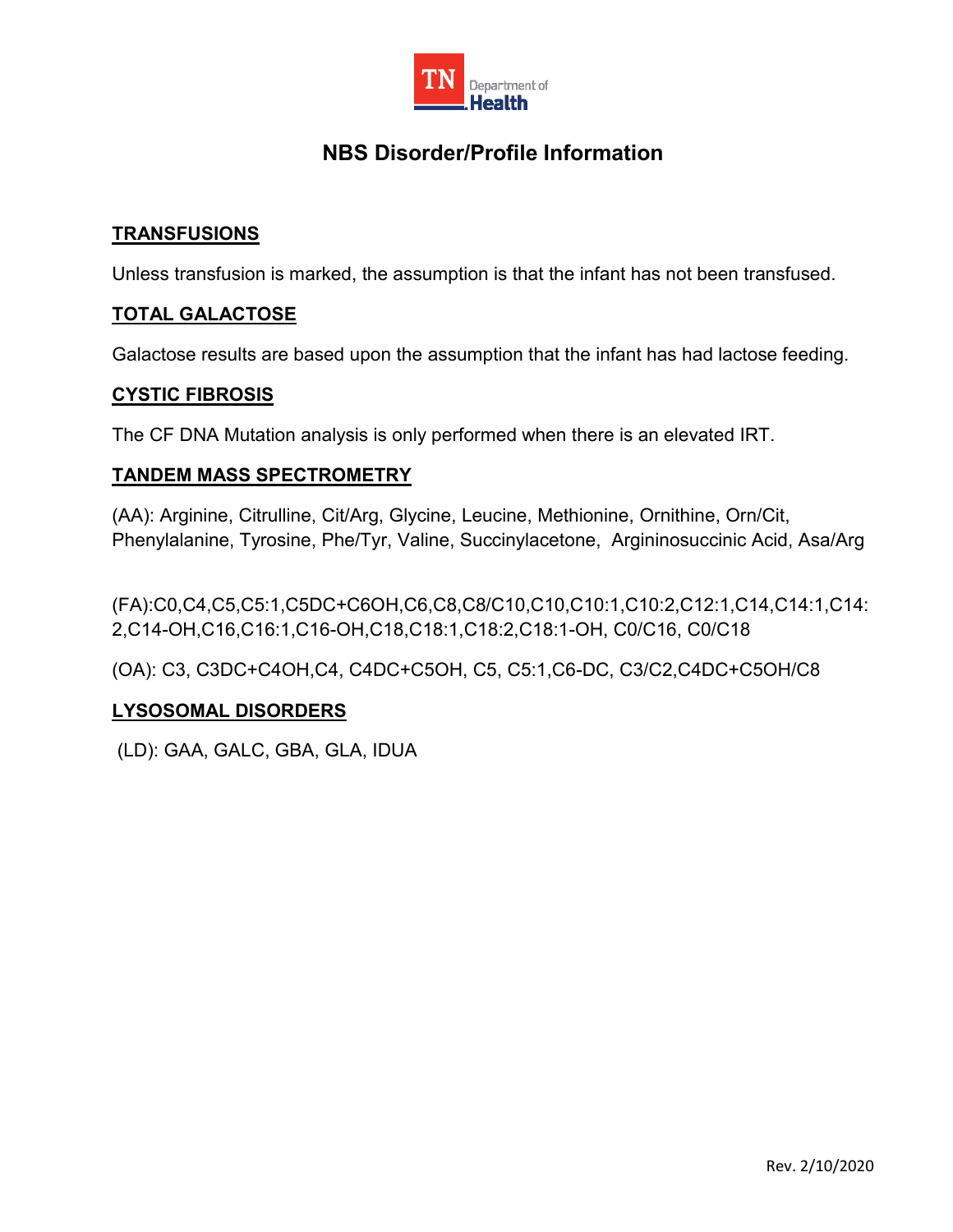# NBS Disorder/Profile Information

## TRANSFUSIONS

Unless transfusion is marked, the assumption is that the infant has not been transfused.

## TOTAL GALACTOSE

Galactose results are based upon the assumption that the infant has had lactose feeding.

## CYSTIC FIBROSIS

The CF DNA Mutation analysis is only performed when there is an elevated IRT.

## TANDEM MASS SPECTROMETRY

(AA): Arginine, Citrulline, Cit/Arg, Glycine, Leucine, Methionine, Ornithine, Orn/Cit, Phenylalanine, Tyrosine, Phe/Tyr, Valine, Succinylacetone, Argininosuccinic Acid, Asa/Arg

(FA):C0,C4,C5,C5:1,C5DC+C6OH,C6,C8,C8/C10,C10,C10:1,C10:2,C12:1,C14,C14:1,C14:2,C14-OH,C16,C16:1,C16-OH,C18,C18:1,C18:2,C18:1-OH, C0/C16, C0/C18

(OA): C3, C3DC+C4OH,C4, C4DC+C5OH, C5, C5:1,C6-DC, C3/C2,C4DC+C5OH/C8

## LYSOSOMAL DISORDERS

(LD): GAA, GALC, GBA, GLA, IDUA

Rev. 2/10/2020